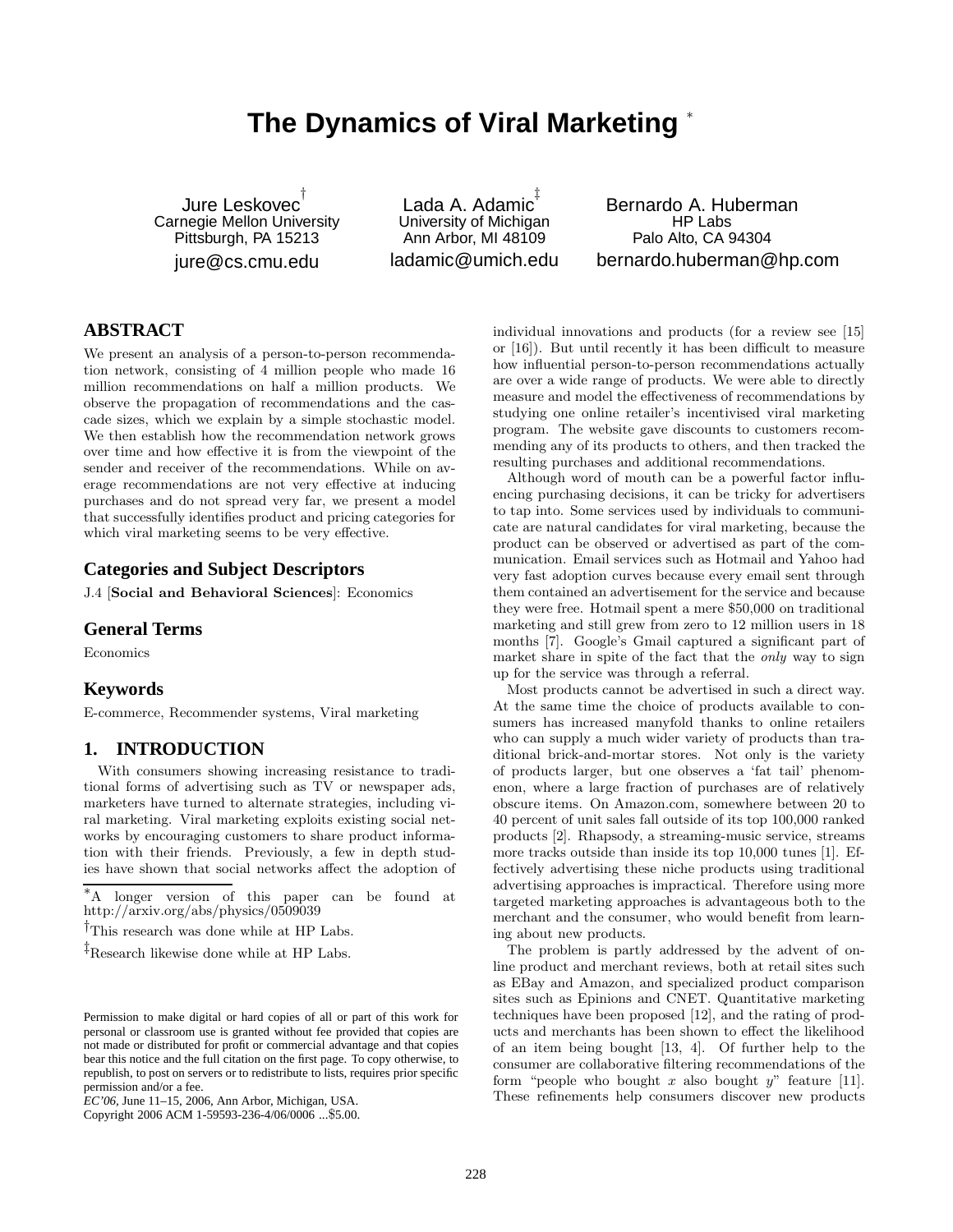# The Dynamics of Viral Marketing [*]

Jure Leskovec[†]
Carnegie Mellon University
Pittsburgh, PA 15213
jure@cs.cmu.edu

Lada A. Adamic[‡]
University of Michigan
Ann Arbor, MI 48109
ladamic@umich.edu

Bernardo A. Huberman
HP Labs
Palo Alto, CA 94304
bernardo.huberman@hp.com

## ABSTRACT

We present an analysis of a person-to-person recommendation network, consisting of 4 million people who made 16 million recommendations on half a million products. We observe the propagation of recommendations and the cascade sizes, which we explain by a simple stochastic model. We then establish how the recommendation network grows over time and how effective it is from the viewpoint of the sender and receiver of the recommendations. While on average recommendations are not very effective at inducing purchases and do not spread very far, we present a model that successfully identifies product and pricing categories for which viral marketing seems to be very effective.

## Categories and Subject Descriptors

J.4 [**Social and Behavioral Sciences**]: Economics

## General Terms

Economics

## Keywords

E-commerce, Recommender systems, Viral marketing

## 1. INTRODUCTION

With consumers showing increasing resistance to traditional forms of advertising such as TV or newspaper ads, marketers have turned to alternate strategies, including viral marketing. Viral marketing exploits existing social networks by encouraging customers to share product information with their friends. Previously, a few in depth studies have shown that social networks affect the adoption of individual innovations and products (for a review see [15] or [16]). But until recently it has been difficult to measure how influential person-to-person recommendations actually are over a wide range of products. We were able to directly measure and model the effectiveness of recommendations by studying one online retailer's incentivised viral marketing program. The website gave discounts to customers recommending any of its products to others, and then tracked the resulting purchases and additional recommendations.

Although word of mouth can be a powerful factor influencing purchasing decisions, it can be tricky for advertisers to tap into. Some services used by individuals to communicate are natural candidates for viral marketing, because the product can be observed or advertised as part of the communication. Email services such as Hotmail and Yahoo had very fast adoption curves because every email sent through them contained an advertisement for the service and because they were free. Hotmail spent a mere $50,000 on traditional marketing and still grew from zero to 12 million users in 18 months [7]. Google's Gmail captured a significant part of market share in spite of the fact that the *only* way to sign up for the service was through a referral.

Most products cannot be advertised in such a direct way. At the same time the choice of products available to consumers has increased manyfold thanks to online retailers who can supply a much wider variety of products than traditional brick-and-mortar stores. Not only is the variety of products larger, but one observes a 'fat tail' phenomenon, where a large fraction of purchases are of relatively obscure items. On Amazon.com, somewhere between 20 to 40 percent of unit sales fall outside of its top 100,000 ranked products [2]. Rhapsody, a streaming-music service, streams more tracks outside than inside its top 10,000 tunes [1]. Effectively advertising these niche products using traditional advertising approaches is impractical. Therefore using more targeted marketing approaches is advantageous both to the merchant and the consumer, who would benefit from learning about new products.

The problem is partly addressed by the advent of online product and merchant reviews, both at retail sites such as EBay and Amazon, and specialized product comparison sites such as Epinions and CNET. Quantitative marketing techniques have been proposed [12], and the rating of products and merchants has been shown to effect the likelihood of an item being bought [13, 4]. Of further help to the consumer are collaborative filtering recommendations of the form "people who bought $x$ also bought $y$" feature [11]. These refinements help consumers discover new products

[*]A longer version of this paper can be found at http://arxiv.org/abs/physics/0509039

[†]This research was done while at HP Labs.

[‡]Research likewise done while at HP Labs.

Permission to make digital or hard copies of all or part of this work for personal or classroom use is granted without fee provided that copies are not made or distributed for profit or commercial advantage and that copies bear this notice and the full citation on the first page. To copy otherwise, to republish, to post on servers or to redistribute to lists, requires prior specific permission and/or a fee.
*EC'06*, June 11–15, 2006, Ann Arbor, Michigan, USA.
Copyright 2006 ACM 1-59593-236-4/06/0006 ...$5.00.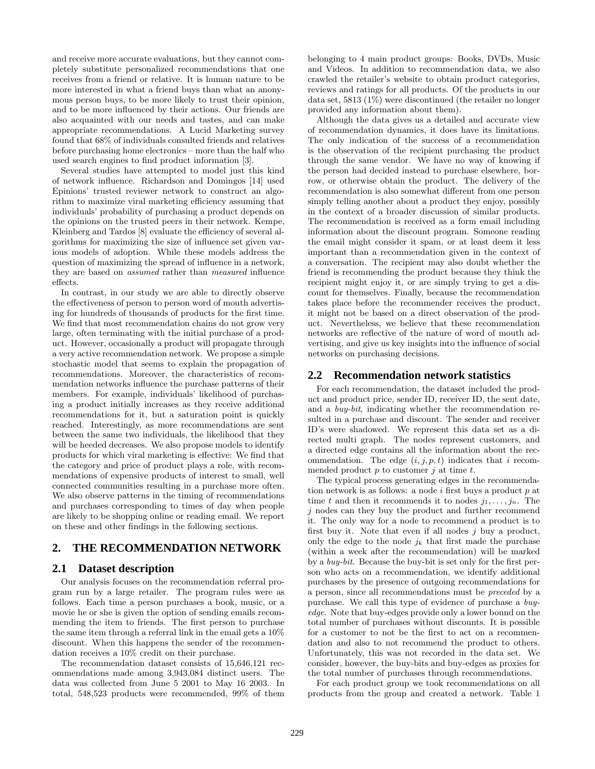and receive more accurate evaluations, but they cannot completely substitute personalized recommendations that one receives from a friend or relative. It is human nature to be more interested in what a friend buys than what an anonymous person buys, to be more likely to trust their opinion, and to be more influenced by their actions. Our friends are also acquainted with our needs and tastes, and can make appropriate recommendations. A Lucid Marketing survey found that 68% of individuals consulted friends and relatives before purchasing home electronics – more than the half who used search engines to find product information [3].

Several studies have attempted to model just this kind of network influence. Richardson and Domingos [14] used Epinions' trusted reviewer network to construct an algorithm to maximize viral marketing efficiency assuming that individuals' probability of purchasing a product depends on the opinions on the trusted peers in their network. Kempe, Kleinberg and Tardos [8] evaluate the efficiency of several algorithms for maximizing the size of influence set given various models of adoption. While these models address the question of maximizing the spread of influence in a network, they are based on *assumed* rather than *measured* influence effects.

In contrast, in our study we are able to directly observe the effectiveness of person to person word of mouth advertising for hundreds of thousands of products for the first time. We find that most recommendation chains do not grow very large, often terminating with the initial purchase of a product. However, occasionally a product will propagate through a very active recommendation network. We propose a simple stochastic model that seems to explain the propagation of recommendations. Moreover, the characteristics of recommendation networks influence the purchase patterns of their members. For example, individuals' likelihood of purchasing a product initially increases as they receive additional recommendations for it, but a saturation point is quickly reached. Interestingly, as more recommendations are sent between the same two individuals, the likelihood that they will be heeded decreases. We also propose models to identify products for which viral marketing is effective: We find that the category and price of product plays a role, with recommendations of expensive products of interest to small, well connected communities resulting in a purchase more often. We also observe patterns in the timing of recommendations and purchases corresponding to times of day when people are likely to be shopping online or reading email. We report on these and other findings in the following sections.

## 2. THE RECOMMENDATION NETWORK

### 2.1 Dataset description

Our analysis focuses on the recommendation referral program run by a large retailer. The program rules were as follows. Each time a person purchases a book, music, or a movie he or she is given the option of sending emails recommending the item to friends. The first person to purchase the same item through a referral link in the email gets a 10% discount. When this happens the sender of the recommendation receives a 10% credit on their purchase.

The recommendation dataset consists of 15,646,121 recommendations made among 3,943,084 distinct users. The data was collected from June 5 2001 to May 16 2003. In total, 548,523 products were recommended, 99% of them belonging to 4 main product groups: Books, DVDs, Music and Videos. In addition to recommendation data, we also crawled the retailer's website to obtain product categories, reviews and ratings for all products. Of the products in our data set, 5813 (1%) were discontinued (the retailer no longer provided any information about them).

Although the data gives us a detailed and accurate view of recommendation dynamics, it does have its limitations. The only indication of the success of a recommendation is the observation of the recipient purchasing the product through the same vendor. We have no way of knowing if the person had decided instead to purchase elsewhere, borrow, or otherwise obtain the product. The delivery of the recommendation is also somewhat different from one person simply telling another about a product they enjoy, possibly in the context of a broader discussion of similar products. The recommendation is received as a form email including information about the discount program. Someone reading the email might consider it spam, or at least deem it less important than a recommendation given in the context of a conversation. The recipient may also doubt whether the friend is recommending the product because they think the recipient might enjoy it, or are simply trying to get a discount for themselves. Finally, because the recommendation takes place before the recommender receives the product, it might not be based on a direct observation of the product. Nevertheless, we believe that these recommendation networks are reflective of the nature of word of mouth advertising, and give us key insights into the influence of social networks on purchasing decisions.

### 2.2 Recommendation network statistics

For each recommendation, the dataset included the product and product price, sender ID, receiver ID, the sent date, and a *buy-bit*, indicating whether the recommendation resulted in a purchase and discount. The sender and receiver ID's were shadowed. We represent this data set as a directed multi graph. The nodes represent customers, and a directed edge contains all the information about the recommendation. The edge $(i, j, p, t)$ indicates that $i$ recommended product $p$ to customer $j$ at time $t$.

The typical process generating edges in the recommendation network is as follows: a node $i$ first buys a product $p$ at time $t$ and then it recommends it to nodes $j_1, \ldots, j_n$. The $j$ nodes can they buy the product and further recommend it. The only way for a node to recommend a product is to first buy it. Note that even if all nodes $j$ buy a product, only the edge to the node $j_k$ that first made the purchase (within a week after the recommendation) will be marked by a *buy-bit*. Because the buy-bit is set only for the first person who acts on a recommendation, we identify additional purchases by the presence of outgoing recommendations for a person, since all recommendations must be *preceded* by a purchase. We call this type of evidence of purchase a *buy-edge*. Note that buy-edges provide only a lower bound on the total number of purchases without discounts. It is possible for a customer to not be the first to act on a recommendation and also to not recommend the product to others. Unfortunately, this was not recorded in the data set. We consider, however, the buy-bits and buy-edges as proxies for the total number of purchases through recommendations.

For each product group we took recommendations on all products from the group and created a network. Table 1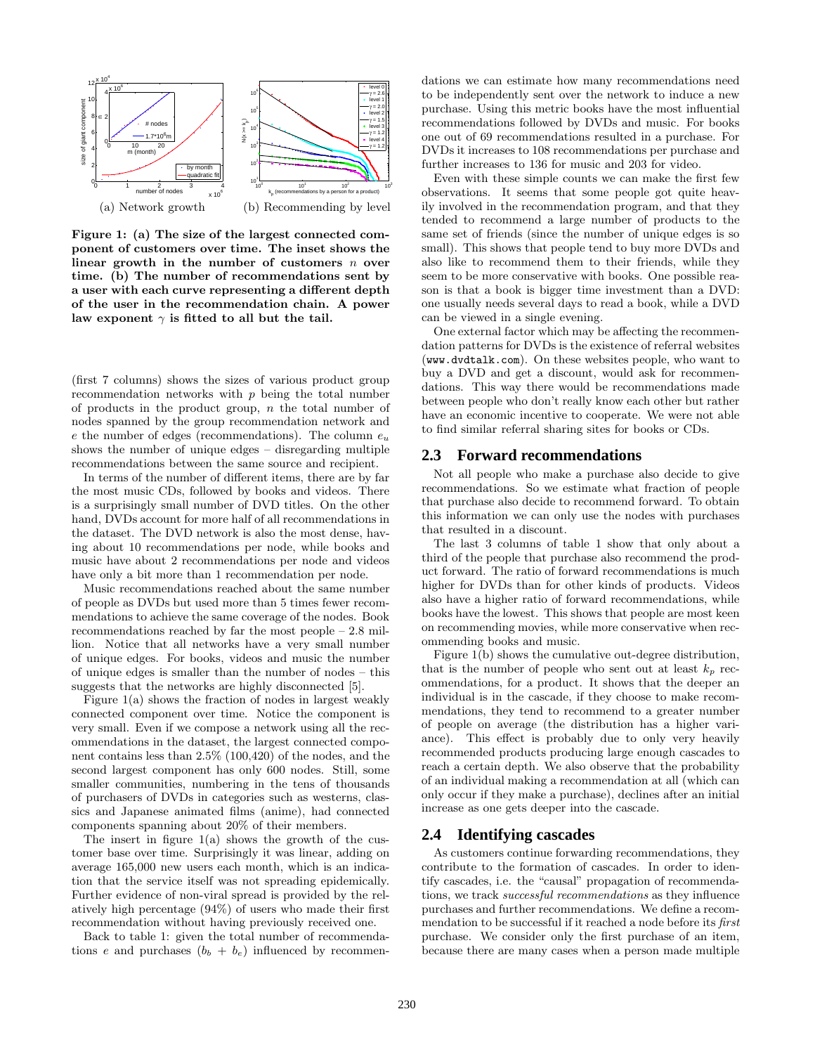12 x 10^4

4 x 10^6

# nodes

1.7*10^6m

m (month)

size of giant component

by month

quadratic fit

number of nodes x 10^6

(a) Network growth

level 0 γ = 2.6 level 1 γ = 2.0 level 2 γ = 1.5 level 3 γ = 1.2 level 4 γ = 1.2

N(x >= k_p)

k_p (recommendations by a person for a product)

(b) Recommending by level

**Figure 1: (a) The size of the largest connected component of customers over time. The inset shows the linear growth in the number of customers $n$ over time. (b) The number of recommendations sent by a user with each curve representing a different depth of the user in the recommendation chain. A power law exponent $\gamma$ is fitted to all but the tail.**

(first 7 columns) shows the sizes of various product group recommendation networks with $p$ being the total number of products in the product group, $n$ the total number of nodes spanned by the group recommendation network and $e$ the number of edges (recommendations). The column $e_u$ shows the number of unique edges – disregarding multiple recommendations between the same source and recipient.

In terms of the number of different items, there are by far the most music CDs, followed by books and videos. There is a surprisingly small number of DVD titles. On the other hand, DVDs account for more half of all recommendations in the dataset. The DVD network is also the most dense, having about 10 recommendations per node, while books and music have about 2 recommendations per node and videos have only a bit more than 1 recommendation per node.

Music recommendations reached about the same number of people as DVDs but used more than 5 times fewer recommendations to achieve the same coverage of the nodes. Book recommendations reached by far the most people – 2.8 million. Notice that all networks have a very small number of unique edges. For books, videos and music the number of unique edges is smaller than the number of nodes – this suggests that the networks are highly disconnected [5].

Figure 1(a) shows the fraction of nodes in largest weakly connected component over time. Notice the component is very small. Even if we compose a network using all the recommendations in the dataset, the largest connected component contains less than 2.5% (100,420) of the nodes, and the second largest component has only 600 nodes. Still, some smaller communities, numbering in the tens of thousands of purchasers of DVDs in categories such as westerns, classics and Japanese animated films (anime), had connected components spanning about 20% of their members.

The insert in figure 1(a) shows the growth of the customer base over time. Surprisingly it was linear, adding on average 165,000 new users each month, which is an indication that the service itself was not spreading epidemically. Further evidence of non-viral spread is provided by the relatively high percentage (94%) of users who made their first recommendation without having previously received one.

Back to table 1: given the total number of recommendations $e$ and purchases $(b_b + b_e)$ influenced by recommendations we can estimate how many recommendations need to be independently sent over the network to induce a new purchase. Using this metric books have the most influential recommendations followed by DVDs and music. For books one out of 69 recommendations resulted in a purchase. For DVDs it increases to 108 recommendations per purchase and further increases to 136 for music and 203 for video.

Even with these simple counts we can make the first few observations. It seems that some people got quite heavily involved in the recommendation program, and that they tended to recommend a large number of products to the same set of friends (since the number of unique edges is so small). This shows that people tend to buy more DVDs and also like to recommend them to their friends, while they seem to be more conservative with books. One possible reason is that a book is bigger time investment than a DVD: one usually needs several days to read a book, while a DVD can be viewed in a single evening.

One external factor which may be affecting the recommendation patterns for DVDs is the existence of referral websites (`www.dvdtalk.com`). On these websites people, who want to buy a DVD and get a discount, would ask for recommendations. This way there would be recommendations made between people who don't really know each other but rather have an economic incentive to cooperate. We were not able to find similar referral sharing sites for books or CDs.

## 2.3 Forward recommendations

Not all people who make a purchase also decide to give recommendations. So we estimate what fraction of people that purchase also decide to recommend forward. To obtain this information we can only use the nodes with purchases that resulted in a discount.

The last 3 columns of table 1 show that only about a third of the people that purchase also recommend the product forward. The ratio of forward recommendations is much higher for DVDs than for other kinds of products. Videos also have a higher ratio of forward recommendations, while books have the lowest. This shows that people are most keen on recommending movies, while more conservative when recommending books and music.

Figure 1(b) shows the cumulative out-degree distribution, that is the number of people who sent out at least $k_p$ recommendations, for a product. It shows that the deeper an individual is in the cascade, if they choose to make recommendations, they tend to recommend to a greater number of people on average (the distribution has a higher variance). This effect is probably due to only very heavily recommended products producing large enough cascades to reach a certain depth. We also observe that the probability of an individual making a recommendation at all (which can only occur if they make a purchase), declines after an initial increase as one gets deeper into the cascade.

## 2.4 Identifying cascades

As customers continue forwarding recommendations, they contribute to the formation of cascades. In order to identify cascades, i.e. the "causal" propagation of recommendations, we track *successful recommendations* as they influence purchases and further recommendations. We define a recommendation to be successful if it reached a node before its *first* purchase. We consider only the first purchase of an item, because there are many cases when a person made multiple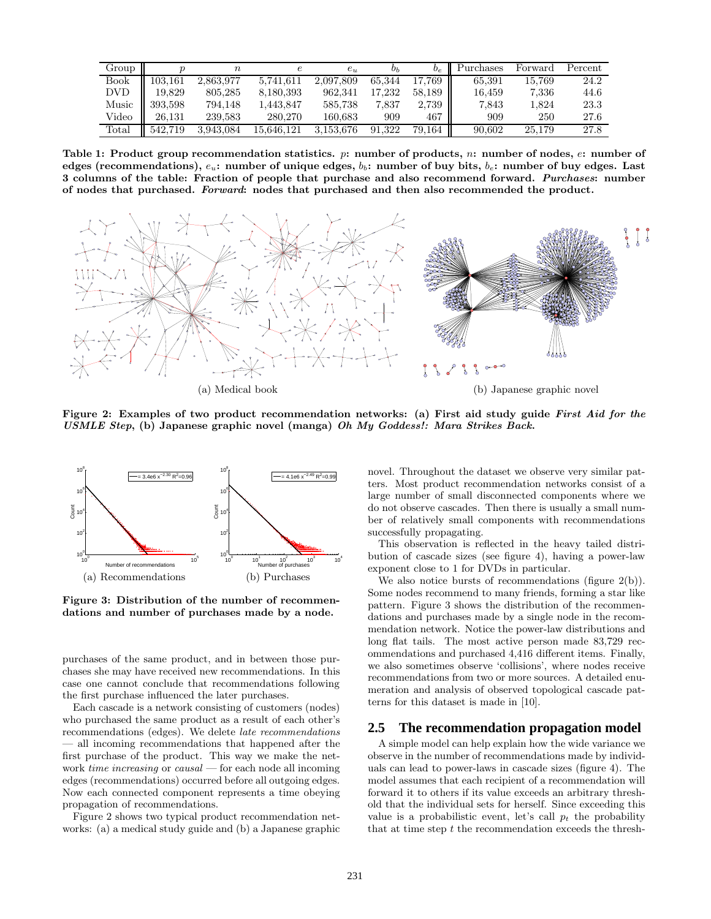| Group | $p$ | $n$ | $e$ | $e_u$ | $b_b$ | $b_e$ | Purchases | Forward | Percent |
|---|---|---|---|---|---|---|---|---|---|
| Book | 103,161 | 2,863,977 | 5,741,611 | 2,097,809 | 65,344 | 17,769 | 65,391 | 15,769 | 24.2 |
| DVD | 19,829 | 805,285 | 8,180,393 | 962,341 | 17,232 | 58,189 | 16,459 | 7,336 | 44.6 |
| Music | 393,598 | 794,148 | 1,443,847 | 585,738 | 7,837 | 2,739 | 7,843 | 1,824 | 23.3 |
| Video | 26,131 | 239,583 | 280,270 | 160,683 | 909 | 467 | 909 | 250 | 27.6 |
| Total | 542,719 | 3,943,084 | 15,646,121 | 3,153,676 | 91,322 | 79,164 | 90,602 | 25,179 | 27.8 |

**Table 1: Product group recommendation statistics. $p$: number of products, $n$: number of nodes, $e$: number of edges (recommendations), $e_u$: number of unique edges, $b_b$: number of buy bits, $b_e$: number of buy edges. Last 3 columns of the table: Fraction of people that purchase and also recommend forward. *Purchases*: number of nodes that purchased. *Forward*: nodes that purchased and then also recommended the product.**

(a) Medical book

(b) Japanese graphic novel

**Figure 2: Examples of two product recommendation networks: (a) First aid study guide *First Aid for the USMLE Step*, (b) Japanese graphic novel (manga) *Oh My Goddess!: Mara Strikes Back*.**

(a) Recommendations

(b) Purchases

**Figure 3: Distribution of the number of recommendations and number of purchases made by a node.**

purchases of the same product, and in between those purchases she may have received new recommendations. In this case one cannot conclude that recommendations following the first purchase influenced the later purchases.

Each cascade is a network consisting of customers (nodes) who purchased the same product as a result of each other's recommendations (edges). We delete *late recommendations* — all incoming recommendations that happened after the first purchase of the product. This way we make the network *time increasing* or *causal* — for each node all incoming edges (recommendations) occurred before all outgoing edges. Now each connected component represents a time obeying propagation of recommendations.

Figure 2 shows two typical product recommendation networks: (a) a medical study guide and (b) a Japanese graphic novel. Throughout the dataset we observe very similar patters. Most product recommendation networks consist of a large number of small disconnected components where we do not observe cascades. Then there is usually a small number of relatively small components with recommendations successfully propagating.

This observation is reflected in the heavy tailed distribution of cascade sizes (see figure 4), having a power-law exponent close to 1 for DVDs in particular.

We also notice bursts of recommendations (figure 2(b)). Some nodes recommend to many friends, forming a star like pattern. Figure 3 shows the distribution of the recommendations and purchases made by a single node in the recommendation network. Notice the power-law distributions and long flat tails. The most active person made 83,729 recommendations and purchased 4,416 different items. Finally, we also sometimes observe 'collisions', where nodes receive recommendations from two or more sources. A detailed enumeration and analysis of observed topological cascade patterns for this dataset is made in [10].

## 2.5 The recommendation propagation model

A simple model can help explain how the wide variance we observe in the number of recommendations made by individuals can lead to power-laws in cascade sizes (figure 4). The model assumes that each recipient of a recommendation will forward it to others if its value exceeds an arbitrary threshold that the individual sets for herself. Since exceeding this value is a probabilistic event, let's call $p_t$ the probability that at time step $t$ the recommendation exceeds the thresh-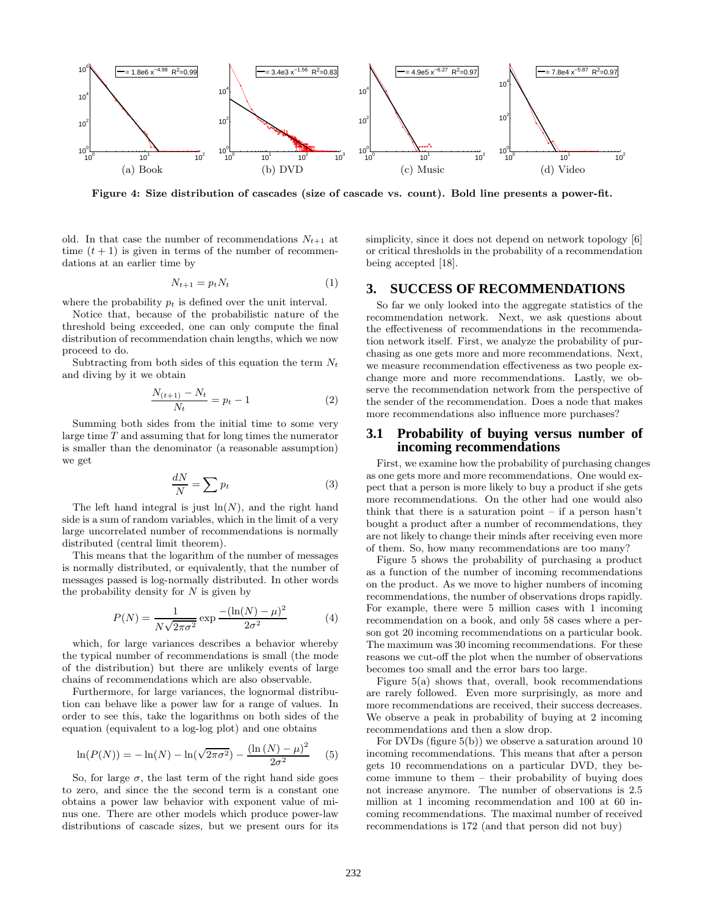Figure 4: Size distribution of cascades (size of cascade vs. count). Bold line presents a power-fit.

(a) Book — $= 1.8e6\ x^{-4.98}$ $R^2$=0.99

(b) DVD — $= 3.4e3\ x^{-1.56}$ $R^2$=0.83

(c) Music — $= 4.9e5\ x^{-6.27}$ $R^2$=0.97

(d) Video — $= 7.8e4\ x^{-5.87}$ $R^2$=0.97

old. In that case the number of recommendations $N_{t+1}$ at time $(t+1)$ is given in terms of the number of recommendations at an earlier time by

$$N_{t+1} = p_t N_t \tag{1}$$

where the probability $p_t$ is defined over the unit interval.

Notice that, because of the probabilistic nature of the threshold being exceeded, one can only compute the final distribution of recommendation chain lengths, which we now proceed to do.

Subtracting from both sides of this equation the term $N_t$ and diving by it we obtain

$$\frac{N_{(t+1)} - N_t}{N_t} = p_t - 1 \tag{2}$$

Summing both sides from the initial time to some very large time $T$ and assuming that for long times the numerator is smaller than the denominator (a reasonable assumption) we get

$$\frac{dN}{N} = \sum p_t \tag{3}$$

The left hand integral is just $\ln(N)$, and the right hand side is a sum of random variables, which in the limit of a very large uncorrelated number of recommendations is normally distributed (central limit theorem).

This means that the logarithm of the number of messages is normally distributed, or equivalently, that the number of messages passed is log-normally distributed. In other words the probability density for $N$ is given by

$$P(N) = \frac{1}{N\sqrt{2\pi\sigma^2}} \exp \frac{-(\ln(N) - \mu)^2}{2\sigma^2} \tag{4}$$

which, for large variances describes a behavior whereby the typical number of recommendations is small (the mode of the distribution) but there are unlikely events of large chains of recommendations which are also observable.

Furthermore, for large variances, the lognormal distribution can behave like a power law for a range of values. In order to see this, take the logarithms on both sides of the equation (equivalent to a log-log plot) and one obtains

$$\ln(P(N)) = -\ln(N) - \ln(\sqrt{2\pi\sigma^2}) - \frac{(\ln(N) - \mu)^2}{2\sigma^2} \tag{5}$$

So, for large $\sigma$, the last term of the right hand side goes to zero, and since the the second term is a constant one obtains a power law behavior with exponent value of minus one. There are other models which produce power-law distributions of cascade sizes, but we present ours for its simplicity, since it does not depend on network topology [6] or critical thresholds in the probability of a recommendation being accepted [18].

## 3. SUCCESS OF RECOMMENDATIONS

So far we only looked into the aggregate statistics of the recommendation network. Next, we ask questions about the effectiveness of recommendations in the recommendation network itself. First, we analyze the probability of purchasing as one gets more and more recommendations. Next, we measure recommendation effectiveness as two people exchange more and more recommendations. Lastly, we observe the recommendation network from the perspective of the sender of the recommendation. Does a node that makes more recommendations also influence more purchases?

### 3.1 Probability of buying versus number of incoming recommendations

First, we examine how the probability of purchasing changes as one gets more and more recommendations. One would expect that a person is more likely to buy a product if she gets more recommendations. On the other had one would also think that there is a saturation point – if a person hasn't bought a product after a number of recommendations, they are not likely to change their minds after receiving even more of them. So, how many recommendations are too many?

Figure 5 shows the probability of purchasing a product as a function of the number of incoming recommendations on the product. As we move to higher numbers of incoming recommendations, the number of observations drops rapidly. For example, there were 5 million cases with 1 incoming recommendation on a book, and only 58 cases where a person got 20 incoming recommendations on a particular book. The maximum was 30 incoming recommendations. For these reasons we cut-off the plot when the number of observations becomes too small and the error bars too large.

Figure 5(a) shows that, overall, book recommendations are rarely followed. Even more surprisingly, as more and more recommendations are received, their success decreases. We observe a peak in probability of buying at 2 incoming recommendations and then a slow drop.

For DVDs (figure 5(b)) we observe a saturation around 10 incoming recommendations. This means that after a person gets 10 recommendations on a particular DVD, they become immune to them – their probability of buying does not increase anymore. The number of observations is 2.5 million at 1 incoming recommendation and 100 at 60 incoming recommendations. The maximal number of received recommendations is 172 (and that person did not buy)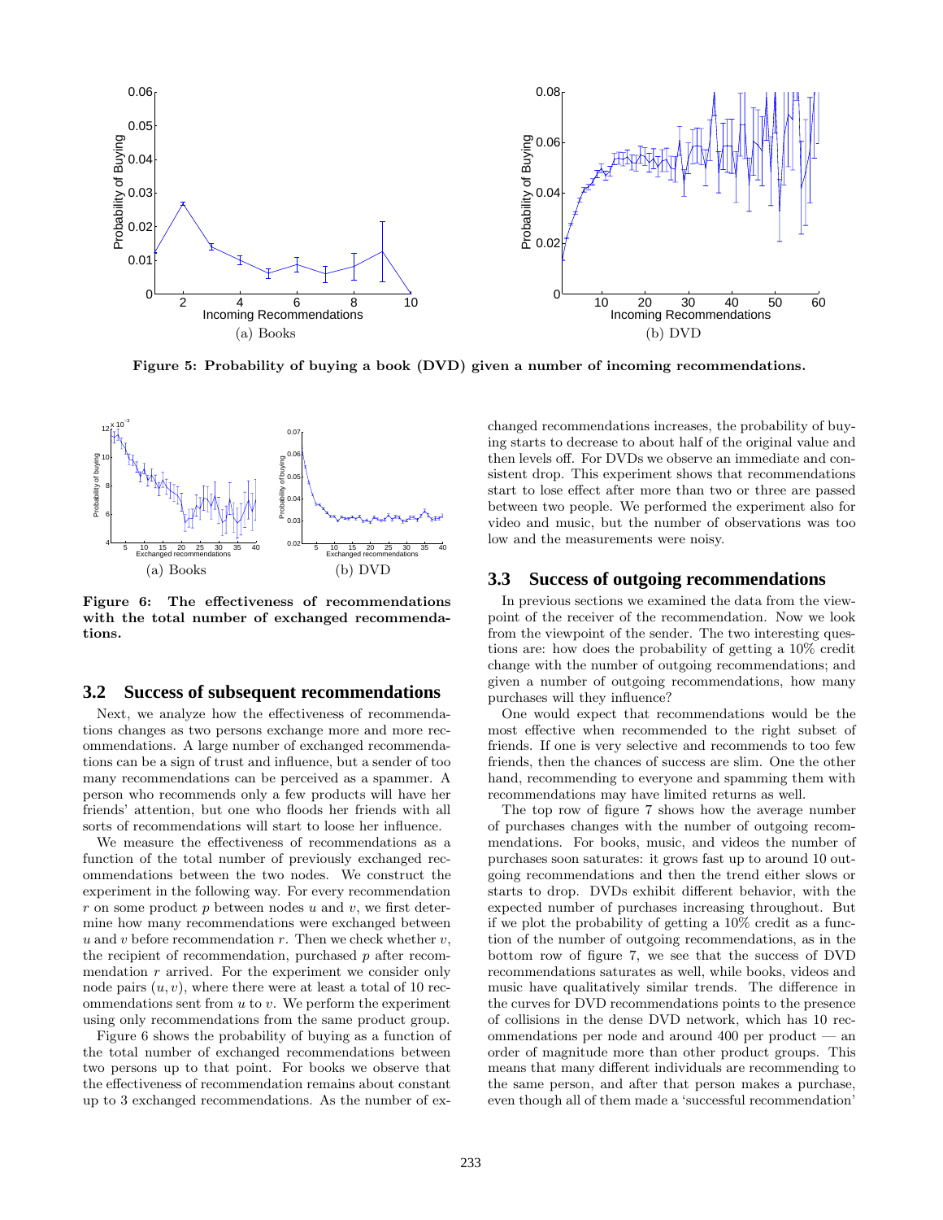Figure 5: Probability of buying a book (DVD) given a number of incoming recommendations.

Figure 6: The effectiveness of recommendations with the total number of exchanged recommendations.

## 3.2 Success of subsequent recommendations

Next, we analyze how the effectiveness of recommendations changes as two persons exchange more and more recommendations. A large number of exchanged recommendations can be a sign of trust and influence, but a sender of too many recommendations can be perceived as a spammer. A person who recommends only a few products will have her friends' attention, but one who floods her friends with all sorts of recommendations will start to loose her influence.

We measure the effectiveness of recommendations as a function of the total number of previously exchanged recommendations between the two nodes. We construct the experiment in the following way. For every recommendation $r$ on some product $p$ between nodes $u$ and $v$, we first determine how many recommendations were exchanged between $u$ and $v$ before recommendation $r$. Then we check whether $v$, the recipient of recommendation, purchased $p$ after recommendation $r$ arrived. For the experiment we consider only node pairs $(u, v)$, where there were at least a total of 10 recommendations sent from $u$ to $v$. We perform the experiment using only recommendations from the same product group.

Figure 6 shows the probability of buying as a function of the total number of exchanged recommendations between two persons up to that point. For books we observe that the effectiveness of recommendation remains about constant up to 3 exchanged recommendations. As the number of exchanged recommendations increases, the probability of buying starts to decrease to about half of the original value and then levels off. For DVDs we observe an immediate and consistent drop. This experiment shows that recommendations start to lose effect after more than two or three are passed between two people. We performed the experiment also for video and music, but the number of observations was too low and the measurements were noisy.

## 3.3 Success of outgoing recommendations

In previous sections we examined the data from the viewpoint of the receiver of the recommendation. Now we look from the viewpoint of the sender. The two interesting questions are: how does the probability of getting a 10% credit change with the number of outgoing recommendations; and given a number of outgoing recommendations, how many purchases will they influence?

One would expect that recommendations would be the most effective when recommended to the right subset of friends. If one is very selective and recommends to too few friends, then the chances of success are slim. One the other hand, recommending to everyone and spamming them with recommendations may have limited returns as well.

The top row of figure 7 shows how the average number of purchases changes with the number of outgoing recommendations. For books, music, and videos the number of purchases soon saturates: it grows fast up to around 10 outgoing recommendations and then the trend either slows or starts to drop. DVDs exhibit different behavior, with the expected number of purchases increasing throughout. But if we plot the probability of getting a 10% credit as a function of the number of outgoing recommendations, as in the bottom row of figure 7, we see that the success of DVD recommendations saturates as well, while books, videos and music have qualitatively similar trends. The difference in the curves for DVD recommendations points to the presence of collisions in the dense DVD network, which has 10 recommendations per node and around 400 per product — an order of magnitude more than other product groups. This means that many different individuals are recommending to the same person, and after that person makes a purchase, even though all of them made a 'successful recommendation'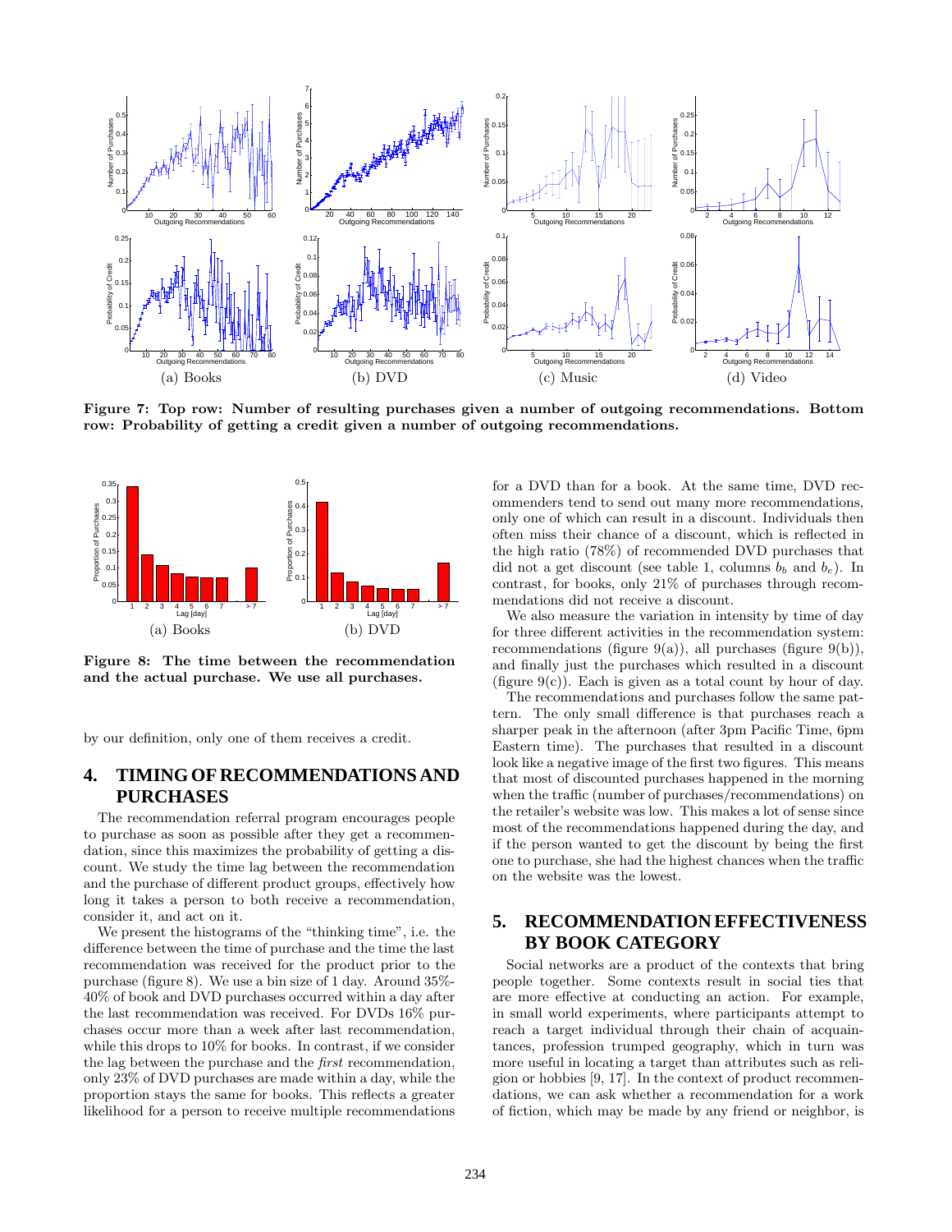Figure 7: Top row: Number of resulting purchases given a number of outgoing recommendations. Bottom row: Probability of getting a credit given a number of outgoing recommendations.

Figure 8: The time between the recommendation and the actual purchase. We use all purchases.

by our definition, only one of them receives a credit.

## 4. TIMING OF RECOMMENDATIONS AND PURCHASES

The recommendation referral program encourages people to purchase as soon as possible after they get a recommendation, since this maximizes the probability of getting a discount. We study the time lag between the recommendation and the purchase of different product groups, effectively how long it takes a person to both receive a recommendation, consider it, and act on it.

We present the histograms of the "thinking time", i.e. the difference between the time of purchase and the time the last recommendation was received for the product prior to the purchase (figure 8). We use a bin size of 1 day. Around 35%-40% of book and DVD purchases occurred within a day after the last recommendation was received. For DVDs 16% purchases occur more than a week after last recommendation, while this drops to 10% for books. In contrast, if we consider the lag between the purchase and the *first* recommendation, only 23% of DVD purchases are made within a day, while the proportion stays the same for books. This reflects a greater likelihood for a person to receive multiple recommendations for a DVD than for a book. At the same time, DVD recommenders tend to send out many more recommendations, only one of which can result in a discount. Individuals then often miss their chance of a discount, which is reflected in the high ratio (78%) of recommended DVD purchases that did not a get discount (see table 1, columns $b_b$ and $b_e$). In contrast, for books, only 21% of purchases through recommendations did not receive a discount.

We also measure the variation in intensity by time of day for three different activities in the recommendation system: recommendations (figure 9(a)), all purchases (figure 9(b)), and finally just the purchases which resulted in a discount (figure 9(c)). Each is given as a total count by hour of day.

The recommendations and purchases follow the same pattern. The only small difference is that purchases reach a sharper peak in the afternoon (after 3pm Pacific Time, 6pm Eastern time). The purchases that resulted in a discount look like a negative image of the first two figures. This means that most of discounted purchases happened in the morning when the traffic (number of purchases/recommendations) on the retailer's website was low. This makes a lot of sense since most of the recommendations happened during the day, and if the person wanted to get the discount by being the first one to purchase, she had the highest chances when the traffic on the website was the lowest.

## 5. RECOMMENDATION EFFECTIVENESS BY BOOK CATEGORY

Social networks are a product of the contexts that bring people together. Some contexts result in social ties that are more effective at conducting an action. For example, in small world experiments, where participants attempt to reach a target individual through their chain of acquaintances, profession trumped geography, which in turn was more useful in locating a target than attributes such as religion or hobbies [9, 17]. In the context of product recommendations, we can ask whether a recommendation for a work of fiction, which may be made by any friend or neighbor, is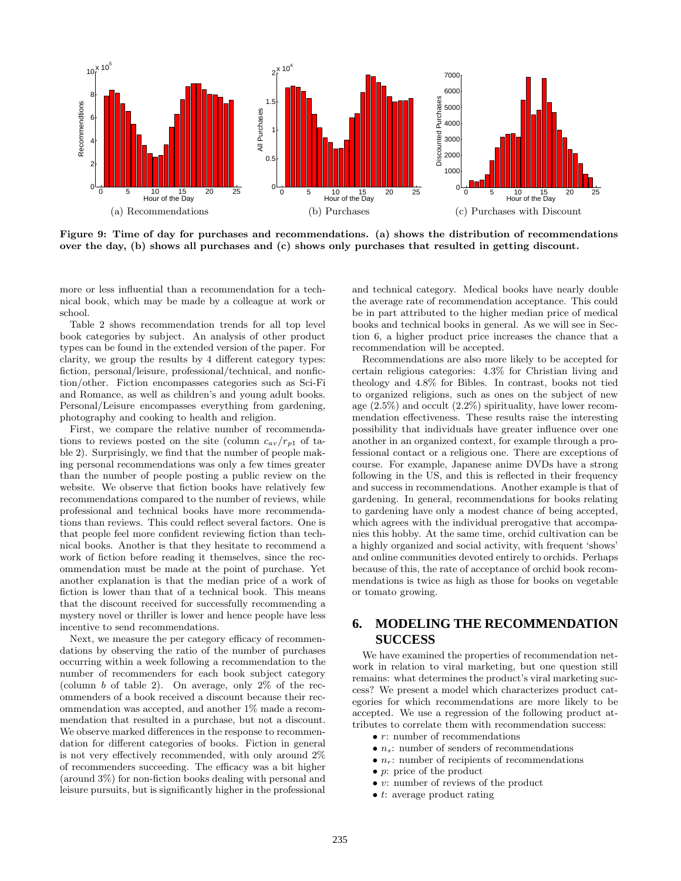10 x 10^5
Recommendtions
0 5 10 15 20 25
Hour of the Day
(a) Recommendations

2 x 10^4
All Purchases
0 5 10 15 20 25
Hour of the Day
(b) Purchases

7000
6000
5000
4000
3000
2000
1000
0
Discounted Purchases
0 5 10 15 20 25
Hour of the Day
(c) Purchases with Discount

**Figure 9: Time of day for purchases and recommendations. (a) shows the distribution of recommendations over the day, (b) shows all purchases and (c) shows only purchases that resulted in getting discount.**

more or less influential than a recommendation for a technical book, which may be made by a colleague at work or school.

Table 2 shows recommendation trends for all top level book categories by subject. An analysis of other product types can be found in the extended version of the paper. For clarity, we group the results by 4 different category types: fiction, personal/leisure, professional/technical, and nonfiction/other. Fiction encompasses categories such as Sci-Fi and Romance, as well as children's and young adult books. Personal/Leisure encompasses everything from gardening, photography and cooking to health and religion.

First, we compare the relative number of recommendations to reviews posted on the site (column $c_{av}/r_{p1}$ of table 2). Surprisingly, we find that the number of people making personal recommendations was only a few times greater than the number of people posting a public review on the website. We observe that fiction books have relatively few recommendations compared to the number of reviews, while professional and technical books have more recommendations than reviews. This could reflect several factors. One is that people feel more confident reviewing fiction than technical books. Another is that they hesitate to recommend a work of fiction before reading it themselves, since the recommendation must be made at the point of purchase. Yet another explanation is that the median price of a work of fiction is lower than that of a technical book. This means that the discount received for successfully recommending a mystery novel or thriller is lower and hence people have less incentive to send recommendations.

Next, we measure the per category efficacy of recommendations by observing the ratio of the number of purchases occurring within a week following a recommendation to the number of recommenders for each book subject category (column $b$ of table 2). On average, only 2% of the recommenders of a book received a discount because their recommendation was accepted, and another 1% made a recommendation that resulted in a purchase, but not a discount. We observe marked differences in the response to recommendation for different categories of books. Fiction in general is not very effectively recommended, with only around 2% of recommenders succeeding. The efficacy was a bit higher (around 3%) for non-fiction books dealing with personal and leisure pursuits, but is significantly higher in the professional and technical category. Medical books have nearly double the average rate of recommendation acceptance. This could be in part attributed to the higher median price of medical books and technical books in general. As we will see in Section 6, a higher product price increases the chance that a recommendation will be accepted.

Recommendations are also more likely to be accepted for certain religious categories: 4.3% for Christian living and theology and 4.8% for Bibles. In contrast, books not tied to organized religions, such as ones on the subject of new age (2.5%) and occult (2.2%) spirituality, have lower recommendation effectiveness. These results raise the interesting possibility that individuals have greater influence over one another in an organized context, for example through a professional contact or a religious one. There are exceptions of course. For example, Japanese anime DVDs have a strong following in the US, and this is reflected in their frequency and success in recommendations. Another example is that of gardening. In general, recommendations for books relating to gardening have only a modest chance of being accepted, which agrees with the individual prerogative that accompanies this hobby. At the same time, orchid cultivation can be a highly organized and social activity, with frequent 'shows' and online communities devoted entirely to orchids. Perhaps because of this, the rate of acceptance of orchid book recommendations is twice as high as those for books on vegetable or tomato growing.

# 6. MODELING THE RECOMMENDATION SUCCESS

We have examined the properties of recommendation network in relation to viral marketing, but one question still remains: what determines the product's viral marketing success? We present a model which characterizes product categories for which recommendations are more likely to be accepted. We use a regression of the following product attributes to correlate them with recommendation success:

- $r$: number of recommendations
- $n_s$: number of senders of recommendations
- $n_r$: number of recipients of recommendations
- $p$: price of the product
- $v$: number of reviews of the product
- $t$: average product rating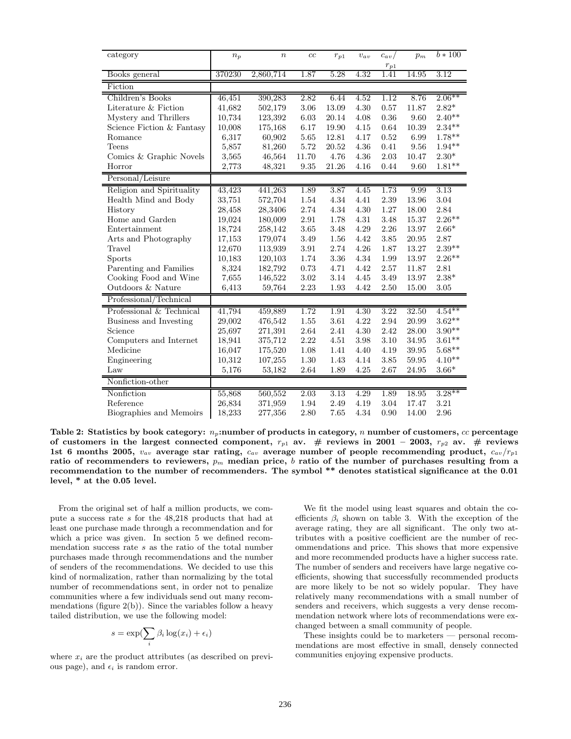| category | $n_p$ | $n$ | $cc$ | $r_{p1}$ | $v_{av}$ | $c_{av}/r_{p1}$ | $p_m$ | $b * 100$ |
|---|---|---|---|---|---|---|---|---|
| Books general | 370230 | 2,860,714 | 1.87 | 5.28 | 4.32 | 1.41 | 14.95 | 3.12 |
| Fiction | | | | | | | | |
| Children's Books | 46,451 | 390,283 | 2.82 | 6.44 | 4.52 | 1.12 | 8.76 | 2.06** |
| Literature & Fiction | 41,682 | 502,179 | 3.06 | 13.09 | 4.30 | 0.57 | 11.87 | 2.82* |
| Mystery and Thrillers | 10,734 | 123,392 | 6.03 | 20.14 | 4.08 | 0.36 | 9.60 | 2.40** |
| Science Fiction & Fantasy | 10,008 | 175,168 | 6.17 | 19.90 | 4.15 | 0.64 | 10.39 | 2.34** |
| Romance | 6,317 | 60,902 | 5.65 | 12.81 | 4.17 | 0.52 | 6.99 | 1.78** |
| Teens | 5,857 | 81,260 | 5.72 | 20.52 | 4.36 | 0.41 | 9.56 | 1.94** |
| Comics & Graphic Novels | 3,565 | 46,564 | 11.70 | 4.76 | 4.36 | 2.03 | 10.47 | 2.30* |
| Horror | 2,773 | 48,321 | 9.35 | 21.26 | 4.16 | 0.44 | 9.60 | 1.81** |
| Personal/Leisure | | | | | | | | |
| Religion and Spirituality | 43,423 | 441,263 | 1.89 | 3.87 | 4.45 | 1.73 | 9.99 | 3.13 |
| Health Mind and Body | 33,751 | 572,704 | 1.54 | 4.34 | 4.41 | 2.39 | 13.96 | 3.04 |
| History | 28,458 | 28,3406 | 2.74 | 4.34 | 4.30 | 1.27 | 18.00 | 2.84 |
| Home and Garden | 19,024 | 180,009 | 2.91 | 1.78 | 4.31 | 3.48 | 15.37 | 2.26** |
| Entertainment | 18,724 | 258,142 | 3.65 | 3.48 | 4.29 | 2.26 | 13.97 | 2.66* |
| Arts and Photography | 17,153 | 179,074 | 3.49 | 1.56 | 4.42 | 3.85 | 20.95 | 2.87 |
| Travel | 12,670 | 113,939 | 3.91 | 2.74 | 4.26 | 1.87 | 13.27 | 2.39** |
| Sports | 10,183 | 120,103 | 1.74 | 3.36 | 4.34 | 1.99 | 13.97 | 2.26** |
| Parenting and Families | 8,324 | 182,792 | 0.73 | 4.71 | 4.42 | 2.57 | 11.87 | 2.81 |
| Cooking Food and Wine | 7,655 | 146,522 | 3.02 | 3.14 | 4.45 | 3.49 | 13.97 | 2.38* |
| Outdoors & Nature | 6,413 | 59,764 | 2.23 | 1.93 | 4.42 | 2.50 | 15.00 | 3.05 |
| Professional/Technical | | | | | | | | |
| Professional & Technical | 41,794 | 459,889 | 1.72 | 1.91 | 4.30 | 3.22 | 32.50 | 4.54** |
| Business and Investing | 29,002 | 476,542 | 1.55 | 3.61 | 4.22 | 2.94 | 20.99 | 3.62** |
| Science | 25,697 | 271,391 | 2.64 | 2.41 | 4.30 | 2.42 | 28.00 | 3.90** |
| Computers and Internet | 18,941 | 375,712 | 2.22 | 4.51 | 3.98 | 3.10 | 34.95 | 3.61** |
| Medicine | 16,047 | 175,520 | 1.08 | 1.41 | 4.40 | 4.19 | 39.95 | 5.68** |
| Engineering | 10,312 | 107,255 | 1.30 | 1.43 | 4.14 | 3.85 | 59.95 | 4.10** |
| Law | 5,176 | 53,182 | 2.64 | 1.89 | 4.25 | 2.67 | 24.95 | 3.66* |
| Nonfiction-other | | | | | | | | |
| Nonfiction | 55,868 | 560,552 | 2.03 | 3.13 | 4.29 | 1.89 | 18.95 | 3.28** |
| Reference | 26,834 | 371,959 | 1.94 | 2.49 | 4.19 | 3.04 | 17.47 | 3.21 |
| Biographies and Memoirs | 18,233 | 277,356 | 2.80 | 7.65 | 4.34 | 0.90 | 14.00 | 2.96 |

**Table 2: Statistics by book category: $n_p$:number of products in category, $n$ number of customers, $cc$ percentage of customers in the largest connected component, $r_{p1}$ av. # reviews in 2001 – 2003, $r_{p2}$ av. # reviews 1st 6 months 2005, $v_{av}$ average star rating, $c_{av}$ average number of people recommending product, $c_{av}/r_{p1}$ ratio of recommenders to reviewers, $p_m$ median price, $b$ ratio of the number of purchases resulting from a recommendation to the number of recommenders. The symbol ** denotes statistical significance at the 0.01 level, * at the 0.05 level.**

From the original set of half a million products, we compute a success rate $s$ for the 48,218 products that had at least one purchase made through a recommendation and for which a price was given. In section 5 we defined recommendation success rate $s$ as the ratio of the total number purchases made through recommendations and the number of senders of the recommendations. We decided to use this kind of normalization, rather than normalizing by the total number of recommendations sent, in order not to penalize communities where a few individuals send out many recommendations (figure 2(b)). Since the variables follow a heavy tailed distribution, we use the following model:

$$s = \exp(\sum_i \beta_i \log(x_i) + \epsilon_i)$$

where $x_i$ are the product attributes (as described on previous page), and $\epsilon_i$ is random error.

We fit the model using least squares and obtain the coefficients $\beta_i$ shown on table 3. With the exception of the average rating, they are all significant. The only two attributes with a positive coefficient are the number of recommendations and price. This shows that more expensive and more recommended products have a higher success rate. The number of senders and receivers have large negative coefficients, showing that successfully recommended products are more likely to be not so widely popular. They have relatively many recommendations with a small number of senders and receivers, which suggests a very dense recommendation network where lots of recommendations were exchanged between a small community of people.

These insights could be to marketers — personal recommendations are most effective in small, densely connected communities enjoying expensive products.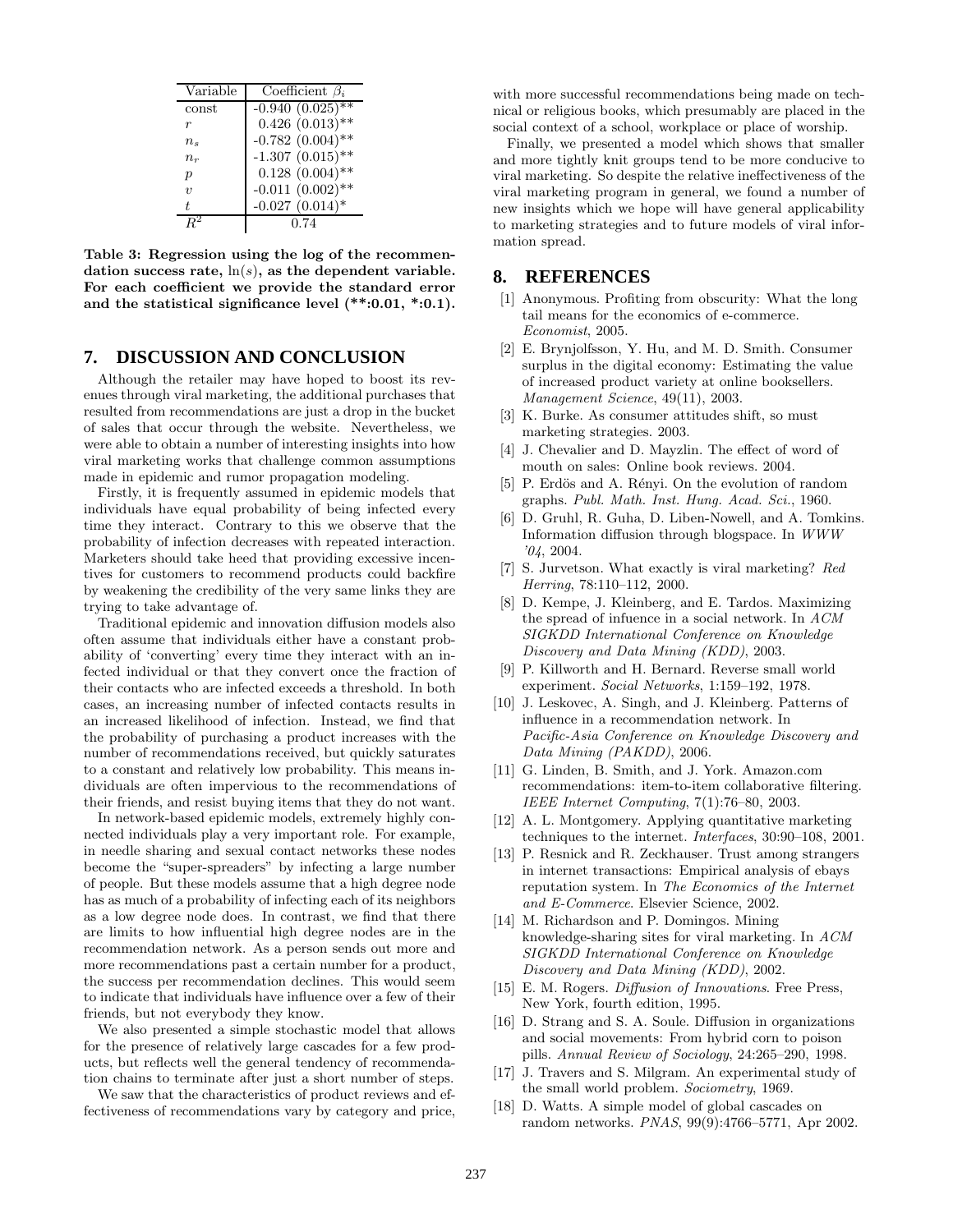| Variable | Coefficient $\beta_i$ |
|---|---|
| const | -0.940 (0.025)** |
| $r$ | 0.426 (0.013)** |
| $n_s$ | -0.782 (0.004)** |
| $n_r$ | -1.307 (0.015)** |
| $p$ | 0.128 (0.004)** |
| $v$ | -0.011 (0.002)** |
| $t$ | -0.027 (0.014)* |
| $R^2$ | 0.74 |

**Table 3: Regression using the log of the recommendation success rate, $\ln(s)$, as the dependent variable. For each coefficient we provide the standard error and the statistical significance level (**:0.01, *:0.1).**

## 7. DISCUSSION AND CONCLUSION

Although the retailer may have hoped to boost its revenues through viral marketing, the additional purchases that resulted from recommendations are just a drop in the bucket of sales that occur through the website. Nevertheless, we were able to obtain a number of interesting insights into how viral marketing works that challenge common assumptions made in epidemic and rumor propagation modeling.

Firstly, it is frequently assumed in epidemic models that individuals have equal probability of being infected every time they interact. Contrary to this we observe that the probability of infection decreases with repeated interaction. Marketers should take heed that providing excessive incentives for customers to recommend products could backfire by weakening the credibility of the very same links they are trying to take advantage of.

Traditional epidemic and innovation diffusion models also often assume that individuals either have a constant probability of 'converting' every time they interact with an infected individual or that they convert once the fraction of their contacts who are infected exceeds a threshold. In both cases, an increasing number of infected contacts results in an increased likelihood of infection. Instead, we find that the probability of purchasing a product increases with the number of recommendations received, but quickly saturates to a constant and relatively low probability. This means individuals are often impervious to the recommendations of their friends, and resist buying items that they do not want.

In network-based epidemic models, extremely highly connected individuals play a very important role. For example, in needle sharing and sexual contact networks these nodes become the "super-spreaders" by infecting a large number of people. But these models assume that a high degree node has as much of a probability of infecting each of its neighbors as a low degree node does. In contrast, we find that there are limits to how influential high degree nodes are in the recommendation network. As a person sends out more and more recommendations past a certain number for a product, the success per recommendation declines. This would seem to indicate that individuals have influence over a few of their friends, but not everybody they know.

We also presented a simple stochastic model that allows for the presence of relatively large cascades for a few products, but reflects well the general tendency of recommendation chains to terminate after just a short number of steps.

We saw that the characteristics of product reviews and effectiveness of recommendations vary by category and price, with more successful recommendations being made on technical or religious books, which presumably are placed in the social context of a school, workplace or place of worship.

Finally, we presented a model which shows that smaller and more tightly knit groups tend to be more conducive to viral marketing. So despite the relative ineffectiveness of the viral marketing program in general, we found a number of new insights which we hope will have general applicability to marketing strategies and to future models of viral information spread.

## 8. REFERENCES

[1] Anonymous. Profiting from obscurity: What the long tail means for the economics of e-commerce. *Economist*, 2005.

[2] E. Brynjolfsson, Y. Hu, and M. D. Smith. Consumer surplus in the digital economy: Estimating the value of increased product variety at online booksellers. *Management Science*, 49(11), 2003.

[3] K. Burke. As consumer attitudes shift, so must marketing strategies. 2003.

[4] J. Chevalier and D. Mayzlin. The effect of word of mouth on sales: Online book reviews. 2004.

[5] P. Erdös and A. Rényi. On the evolution of random graphs. *Publ. Math. Inst. Hung. Acad. Sci.*, 1960.

[6] D. Gruhl, R. Guha, D. Liben-Nowell, and A. Tomkins. Information diffusion through blogspace. In *WWW '04*, 2004.

[7] S. Jurvetson. What exactly is viral marketing? *Red Herring*, 78:110–112, 2000.

[8] D. Kempe, J. Kleinberg, and E. Tardos. Maximizing the spread of infuence in a social network. In *ACM SIGKDD International Conference on Knowledge Discovery and Data Mining (KDD)*, 2003.

[9] P. Killworth and H. Bernard. Reverse small world experiment. *Social Networks*, 1:159–192, 1978.

[10] J. Leskovec, A. Singh, and J. Kleinberg. Patterns of influence in a recommendation network. In *Pacific-Asia Conference on Knowledge Discovery and Data Mining (PAKDD)*, 2006.

[11] G. Linden, B. Smith, and J. York. Amazon.com recommendations: item-to-item collaborative filtering. *IEEE Internet Computing*, 7(1):76–80, 2003.

[12] A. L. Montgomery. Applying quantitative marketing techniques to the internet. *Interfaces*, 30:90–108, 2001.

[13] P. Resnick and R. Zeckhauser. Trust among strangers in internet transactions: Empirical analysis of ebays reputation system. In *The Economics of the Internet and E-Commerce*. Elsevier Science, 2002.

[14] M. Richardson and P. Domingos. Mining knowledge-sharing sites for viral marketing. In *ACM SIGKDD International Conference on Knowledge Discovery and Data Mining (KDD)*, 2002.

[15] E. M. Rogers. *Diffusion of Innovations*. Free Press, New York, fourth edition, 1995.

[16] D. Strang and S. A. Soule. Diffusion in organizations and social movements: From hybrid corn to poison pills. *Annual Review of Sociology*, 24:265–290, 1998.

[17] J. Travers and S. Milgram. An experimental study of the small world problem. *Sociometry*, 1969.

[18] D. Watts. A simple model of global cascades on random networks. *PNAS*, 99(9):4766–5771, Apr 2002.